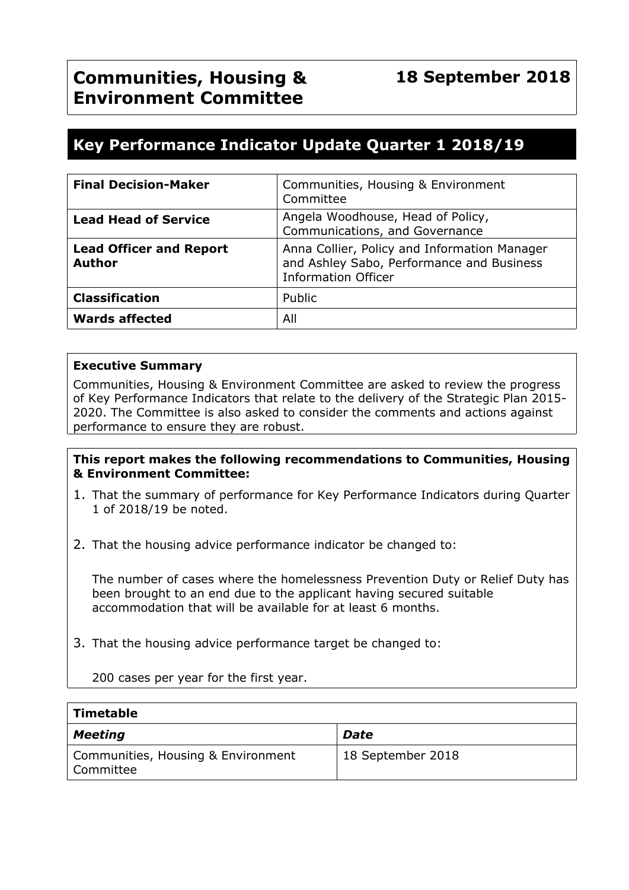# Communities, Housing & Environment Committee

**18 September 2018**

## Key Performance Indicator Update Quarter 1 2018/19

| | |
|---|---|
| **Final Decision-Maker** | Communities, Housing & Environment Committee |
| **Lead Head of Service** | Angela Woodhouse, Head of Policy, Communications, and Governance |
| **Lead Officer and Report Author** | Anna Collier, Policy and Information Manager and Ashley Sabo, Performance and Business Information Officer |
| **Classification** | Public |
| **Wards affected** | All |

**Executive Summary**

Communities, Housing & Environment Committee are asked to review the progress of Key Performance Indicators that relate to the delivery of the Strategic Plan 2015-2020. The Committee is also asked to consider the comments and actions against performance to ensure they are robust.

**This report makes the following recommendations to Communities, Housing & Environment Committee:**

1. That the summary of performance for Key Performance Indicators during Quarter 1 of 2018/19 be noted.

2. That the housing advice performance indicator be changed to:

   The number of cases where the homelessness Prevention Duty or Relief Duty has been brought to an end due to the applicant having secured suitable accommodation that will be available for at least 6 months.

3. That the housing advice performance target be changed to:

   200 cases per year for the first year.

| **Timetable** | |
|---|---|
| ***Meeting*** | ***Date*** |
| Communities, Housing & Environment Committee | 18 September 2018 |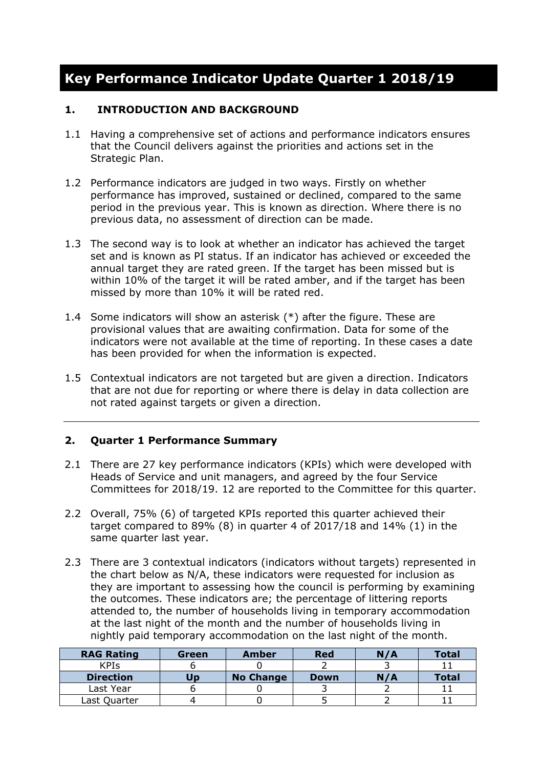# Key Performance Indicator Update Quarter 1 2018/19

## 1. INTRODUCTION AND BACKGROUND

1.1 Having a comprehensive set of actions and performance indicators ensures that the Council delivers against the priorities and actions set in the Strategic Plan.

1.2 Performance indicators are judged in two ways. Firstly on whether performance has improved, sustained or declined, compared to the same period in the previous year. This is known as direction. Where there is no previous data, no assessment of direction can be made.

1.3 The second way is to look at whether an indicator has achieved the target set and is known as PI status. If an indicator has achieved or exceeded the annual target they are rated green. If the target has been missed but is within 10% of the target it will be rated amber, and if the target has been missed by more than 10% it will be rated red.

1.4 Some indicators will show an asterisk (*) after the figure. These are provisional values that are awaiting confirmation. Data for some of the indicators were not available at the time of reporting. In these cases a date has been provided for when the information is expected.

1.5 Contextual indicators are not targeted but are given a direction. Indicators that are not due for reporting or where there is delay in data collection are not rated against targets or given a direction.

---

## 2. Quarter 1 Performance Summary

2.1 There are 27 key performance indicators (KPIs) which were developed with Heads of Service and unit managers, and agreed by the four Service Committees for 2018/19. 12 are reported to the Committee for this quarter.

2.2 Overall, 75% (6) of targeted KPIs reported this quarter achieved their target compared to 89% (8) in quarter 4 of 2017/18 and 14% (1) in the same quarter last year.

2.3 There are 3 contextual indicators (indicators without targets) represented in the chart below as N/A, these indicators were requested for inclusion as they are important to assessing how the council is performing by examining the outcomes. These indicators are; the percentage of littering reports attended to, the number of households living in temporary accommodation at the last night of the month and the number of households living in nightly paid temporary accommodation on the last night of the month.

| RAG Rating | Green | Amber | Red | N/A | Total |
|---|---|---|---|---|---|
| KPIs | 6 | 0 | 2 | 3 | 11 |
| **Direction** | **Up** | **No Change** | **Down** | **N/A** | **Total** |
| Last Year | 6 | 0 | 3 | 2 | 11 |
| Last Quarter | 4 | 0 | 5 | 2 | 11 |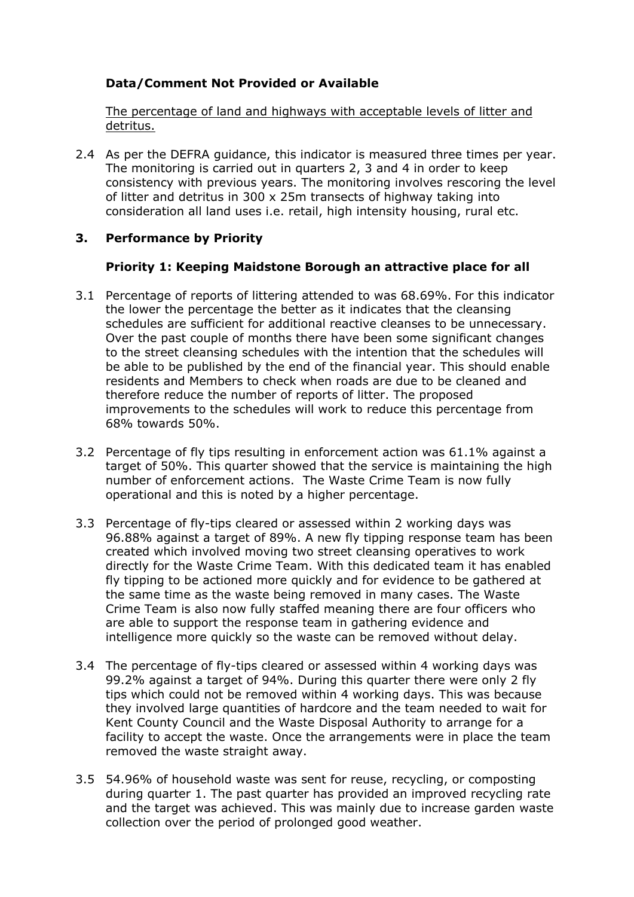**Data/Comment Not Provided or Available**

The percentage of land and highways with acceptable levels of litter and detritus.

2.4 As per the DEFRA guidance, this indicator is measured three times per year. The monitoring is carried out in quarters 2, 3 and 4 in order to keep consistency with previous years. The monitoring involves rescoring the level of litter and detritus in 300 x 25m transects of highway taking into consideration all land uses i.e. retail, high intensity housing, rural etc.

## 3. Performance by Priority

**Priority 1: Keeping Maidstone Borough an attractive place for all**

3.1 Percentage of reports of littering attended to was 68.69%. For this indicator the lower the percentage the better as it indicates that the cleansing schedules are sufficient for additional reactive cleanses to be unnecessary. Over the past couple of months there have been some significant changes to the street cleansing schedules with the intention that the schedules will be able to be published by the end of the financial year. This should enable residents and Members to check when roads are due to be cleaned and therefore reduce the number of reports of litter. The proposed improvements to the schedules will work to reduce this percentage from 68% towards 50%.

3.2 Percentage of fly tips resulting in enforcement action was 61.1% against a target of 50%. This quarter showed that the service is maintaining the high number of enforcement actions. The Waste Crime Team is now fully operational and this is noted by a higher percentage.

3.3 Percentage of fly-tips cleared or assessed within 2 working days was 96.88% against a target of 89%. A new fly tipping response team has been created which involved moving two street cleansing operatives to work directly for the Waste Crime Team. With this dedicated team it has enabled fly tipping to be actioned more quickly and for evidence to be gathered at the same time as the waste being removed in many cases. The Waste Crime Team is also now fully staffed meaning there are four officers who are able to support the response team in gathering evidence and intelligence more quickly so the waste can be removed without delay.

3.4 The percentage of fly-tips cleared or assessed within 4 working days was 99.2% against a target of 94%. During this quarter there were only 2 fly tips which could not be removed within 4 working days. This was because they involved large quantities of hardcore and the team needed to wait for Kent County Council and the Waste Disposal Authority to arrange for a facility to accept the waste. Once the arrangements were in place the team removed the waste straight away.

3.5 54.96% of household waste was sent for reuse, recycling, or composting during quarter 1. The past quarter has provided an improved recycling rate and the target was achieved. This was mainly due to increase garden waste collection over the period of prolonged good weather.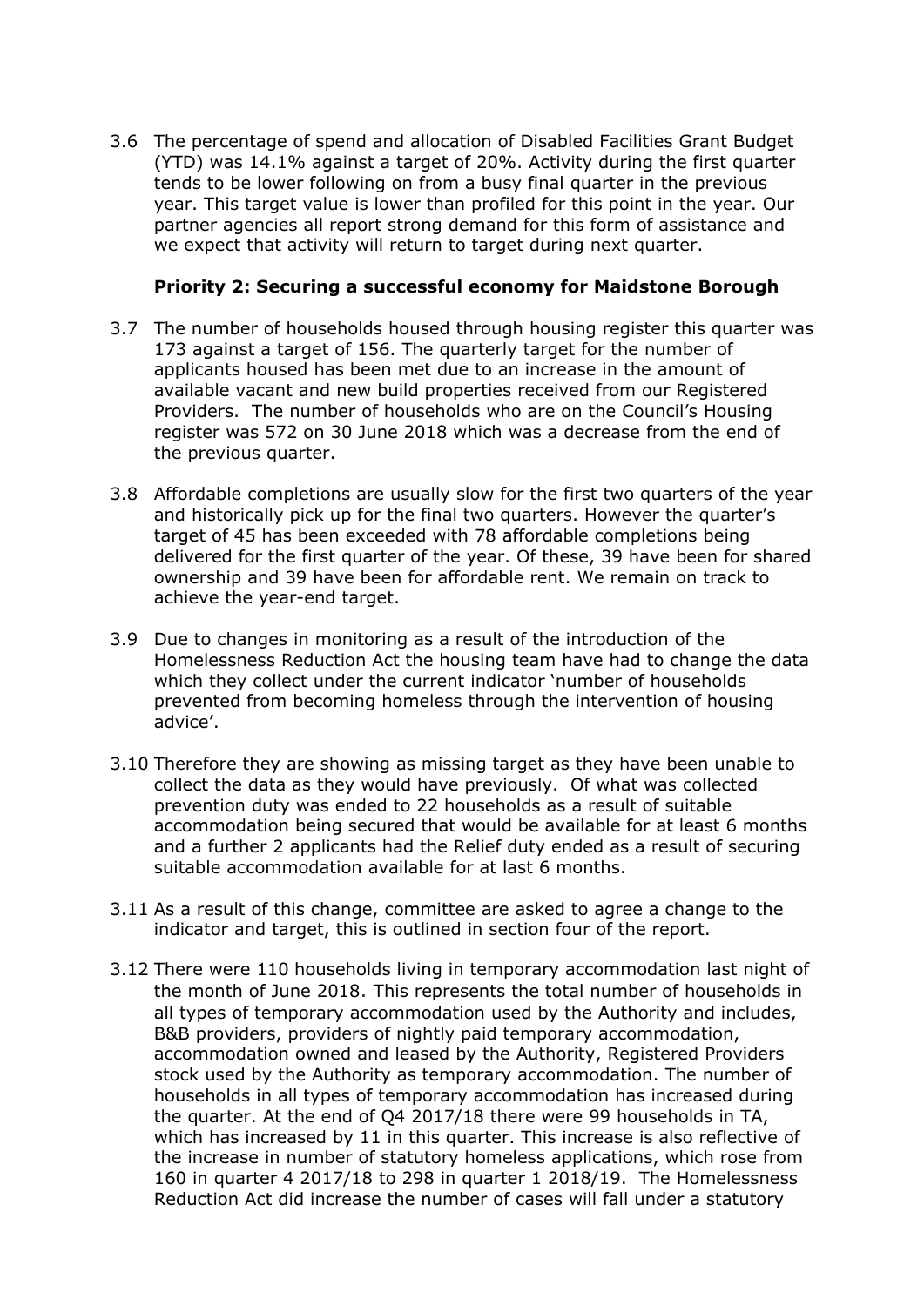3.6 The percentage of spend and allocation of Disabled Facilities Grant Budget (YTD) was 14.1% against a target of 20%. Activity during the first quarter tends to be lower following on from a busy final quarter in the previous year. This target value is lower than profiled for this point in the year. Our partner agencies all report strong demand for this form of assistance and we expect that activity will return to target during next quarter.

**Priority 2: Securing a successful economy for Maidstone Borough**

3.7 The number of households housed through housing register this quarter was 173 against a target of 156. The quarterly target for the number of applicants housed has been met due to an increase in the amount of available vacant and new build properties received from our Registered Providers. The number of households who are on the Council's Housing register was 572 on 30 June 2018 which was a decrease from the end of the previous quarter.

3.8 Affordable completions are usually slow for the first two quarters of the year and historically pick up for the final two quarters. However the quarter's target of 45 has been exceeded with 78 affordable completions being delivered for the first quarter of the year. Of these, 39 have been for shared ownership and 39 have been for affordable rent. We remain on track to achieve the year-end target.

3.9 Due to changes in monitoring as a result of the introduction of the Homelessness Reduction Act the housing team have had to change the data which they collect under the current indicator 'number of households prevented from becoming homeless through the intervention of housing advice'.

3.10 Therefore they are showing as missing target as they have been unable to collect the data as they would have previously. Of what was collected prevention duty was ended to 22 households as a result of suitable accommodation being secured that would be available for at least 6 months and a further 2 applicants had the Relief duty ended as a result of securing suitable accommodation available for at last 6 months.

3.11 As a result of this change, committee are asked to agree a change to the indicator and target, this is outlined in section four of the report.

3.12 There were 110 households living in temporary accommodation last night of the month of June 2018. This represents the total number of households in all types of temporary accommodation used by the Authority and includes, B&B providers, providers of nightly paid temporary accommodation, accommodation owned and leased by the Authority, Registered Providers stock used by the Authority as temporary accommodation. The number of households in all types of temporary accommodation has increased during the quarter. At the end of Q4 2017/18 there were 99 households in TA, which has increased by 11 in this quarter. This increase is also reflective of the increase in number of statutory homeless applications, which rose from 160 in quarter 4 2017/18 to 298 in quarter 1 2018/19. The Homelessness Reduction Act did increase the number of cases will fall under a statutory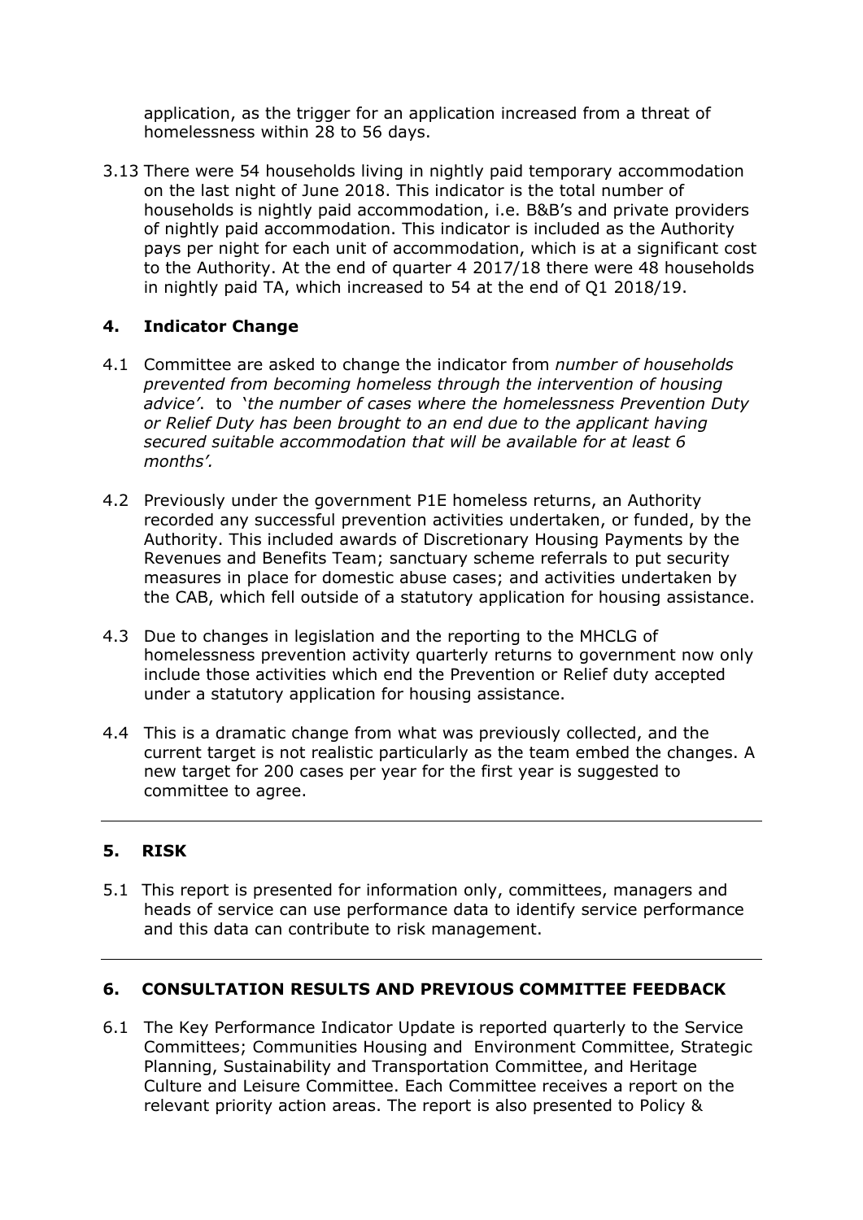application, as the trigger for an application increased from a threat of homelessness within 28 to 56 days.

3.13 There were 54 households living in nightly paid temporary accommodation on the last night of June 2018. This indicator is the total number of households is nightly paid accommodation, i.e. B&B's and private providers of nightly paid accommodation. This indicator is included as the Authority pays per night for each unit of accommodation, which is at a significant cost to the Authority. At the end of quarter 4 2017/18 there were 48 households in nightly paid TA, which increased to 54 at the end of Q1 2018/19.

## 4. Indicator Change

4.1 Committee are asked to change the indicator from *number of households prevented from becoming homeless through the intervention of housing advice'.* to *'the number of cases where the homelessness Prevention Duty or Relief Duty has been brought to an end due to the applicant having secured suitable accommodation that will be available for at least 6 months'.*

4.2 Previously under the government P1E homeless returns, an Authority recorded any successful prevention activities undertaken, or funded, by the Authority. This included awards of Discretionary Housing Payments by the Revenues and Benefits Team; sanctuary scheme referrals to put security measures in place for domestic abuse cases; and activities undertaken by the CAB, which fell outside of a statutory application for housing assistance.

4.3 Due to changes in legislation and the reporting to the MHCLG of homelessness prevention activity quarterly returns to government now only include those activities which end the Prevention or Relief duty accepted under a statutory application for housing assistance.

4.4 This is a dramatic change from what was previously collected, and the current target is not realistic particularly as the team embed the changes. A new target for 200 cases per year for the first year is suggested to committee to agree.

---

## 5. RISK

5.1 This report is presented for information only, committees, managers and heads of service can use performance data to identify service performance and this data can contribute to risk management.

---

## 6. CONSULTATION RESULTS AND PREVIOUS COMMITTEE FEEDBACK

6.1 The Key Performance Indicator Update is reported quarterly to the Service Committees; Communities Housing and Environment Committee, Strategic Planning, Sustainability and Transportation Committee, and Heritage Culture and Leisure Committee. Each Committee receives a report on the relevant priority action areas. The report is also presented to Policy &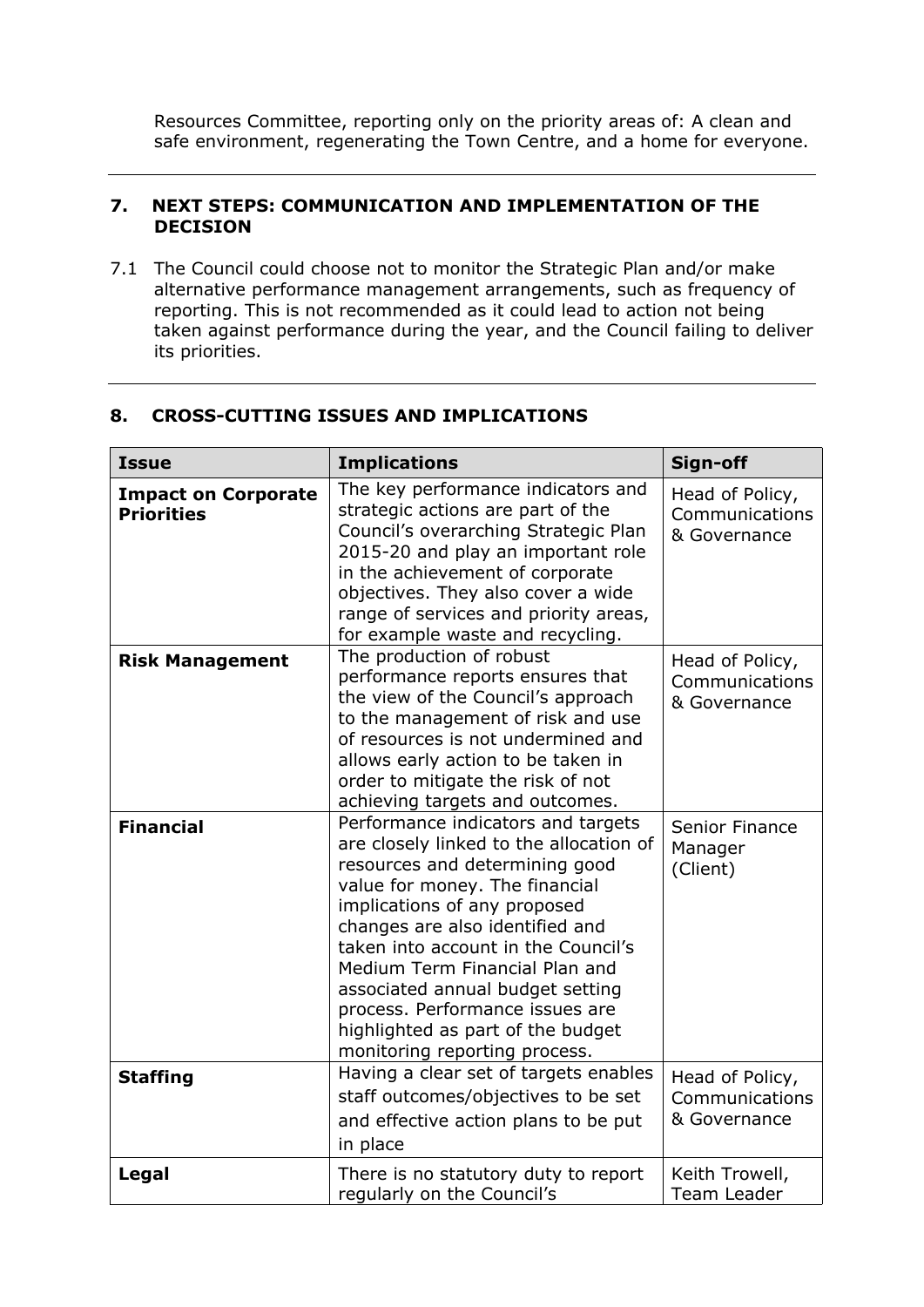Resources Committee, reporting only on the priority areas of: A clean and safe environment, regenerating the Town Centre, and a home for everyone.

---

## 7. NEXT STEPS: COMMUNICATION AND IMPLEMENTATION OF THE DECISION

7.1 The Council could choose not to monitor the Strategic Plan and/or make alternative performance management arrangements, such as frequency of reporting. This is not recommended as it could lead to action not being taken against performance during the year, and the Council failing to deliver its priorities.

---

## 8. CROSS-CUTTING ISSUES AND IMPLICATIONS

| Issue | Implications | Sign-off |
|---|---|---|
| **Impact on Corporate Priorities** | The key performance indicators and strategic actions are part of the Council's overarching Strategic Plan 2015-20 and play an important role in the achievement of corporate objectives. They also cover a wide range of services and priority areas, for example waste and recycling. | Head of Policy, Communications & Governance |
| **Risk Management** | The production of robust performance reports ensures that the view of the Council's approach to the management of risk and use of resources is not undermined and allows early action to be taken in order to mitigate the risk of not achieving targets and outcomes. | Head of Policy, Communications & Governance |
| **Financial** | Performance indicators and targets are closely linked to the allocation of resources and determining good value for money. The financial implications of any proposed changes are also identified and taken into account in the Council's Medium Term Financial Plan and associated annual budget setting process. Performance issues are highlighted as part of the budget monitoring reporting process. | Senior Finance Manager (Client) |
| **Staffing** | Having a clear set of targets enables staff outcomes/objectives to be set and effective action plans to be put in place | Head of Policy, Communications & Governance |
| **Legal** | There is no statutory duty to report regularly on the Council's | Keith Trowell, Team Leader |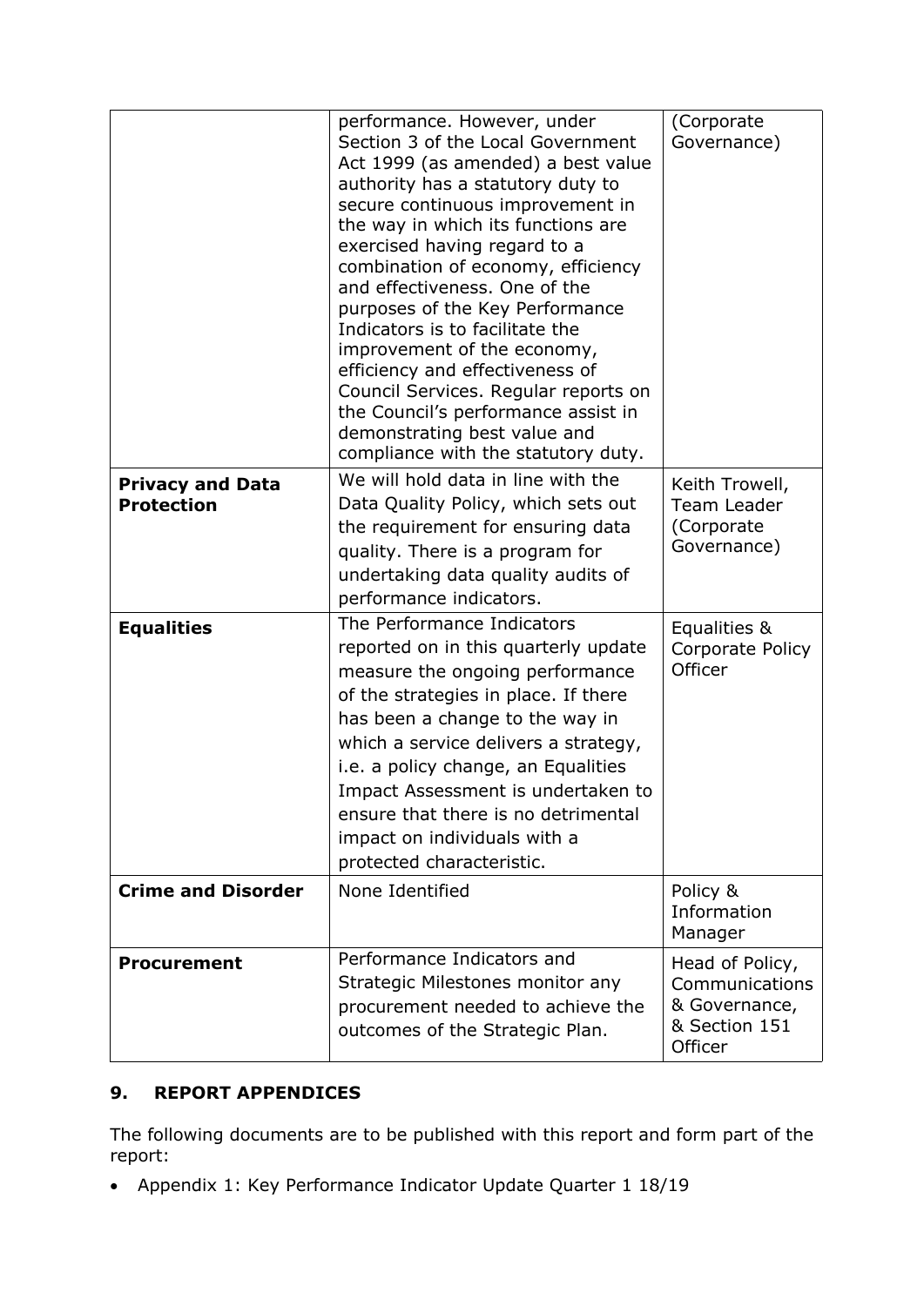| | | |
|---|---|---|
| | performance. However, under Section 3 of the Local Government Act 1999 (as amended) a best value authority has a statutory duty to secure continuous improvement in the way in which its functions are exercised having regard to a combination of economy, efficiency and effectiveness. One of the purposes of the Key Performance Indicators is to facilitate the improvement of the economy, efficiency and effectiveness of Council Services. Regular reports on the Council's performance assist in demonstrating best value and compliance with the statutory duty. | (Corporate Governance) |
| **Privacy and Data Protection** | We will hold data in line with the Data Quality Policy, which sets out the requirement for ensuring data quality. There is a program for undertaking data quality audits of performance indicators. | Keith Trowell, Team Leader (Corporate Governance) |
| **Equalities** | The Performance Indicators reported on in this quarterly update measure the ongoing performance of the strategies in place. If there has been a change to the way in which a service delivers a strategy, i.e. a policy change, an Equalities Impact Assessment is undertaken to ensure that there is no detrimental impact on individuals with a protected characteristic. | Equalities & Corporate Policy Officer |
| **Crime and Disorder** | None Identified | Policy & Information Manager |
| **Procurement** | Performance Indicators and Strategic Milestones monitor any procurement needed to achieve the outcomes of the Strategic Plan. | Head of Policy, Communications & Governance, & Section 151 Officer |

## 9. REPORT APPENDICES

The following documents are to be published with this report and form part of the report:

- Appendix 1: Key Performance Indicator Update Quarter 1 18/19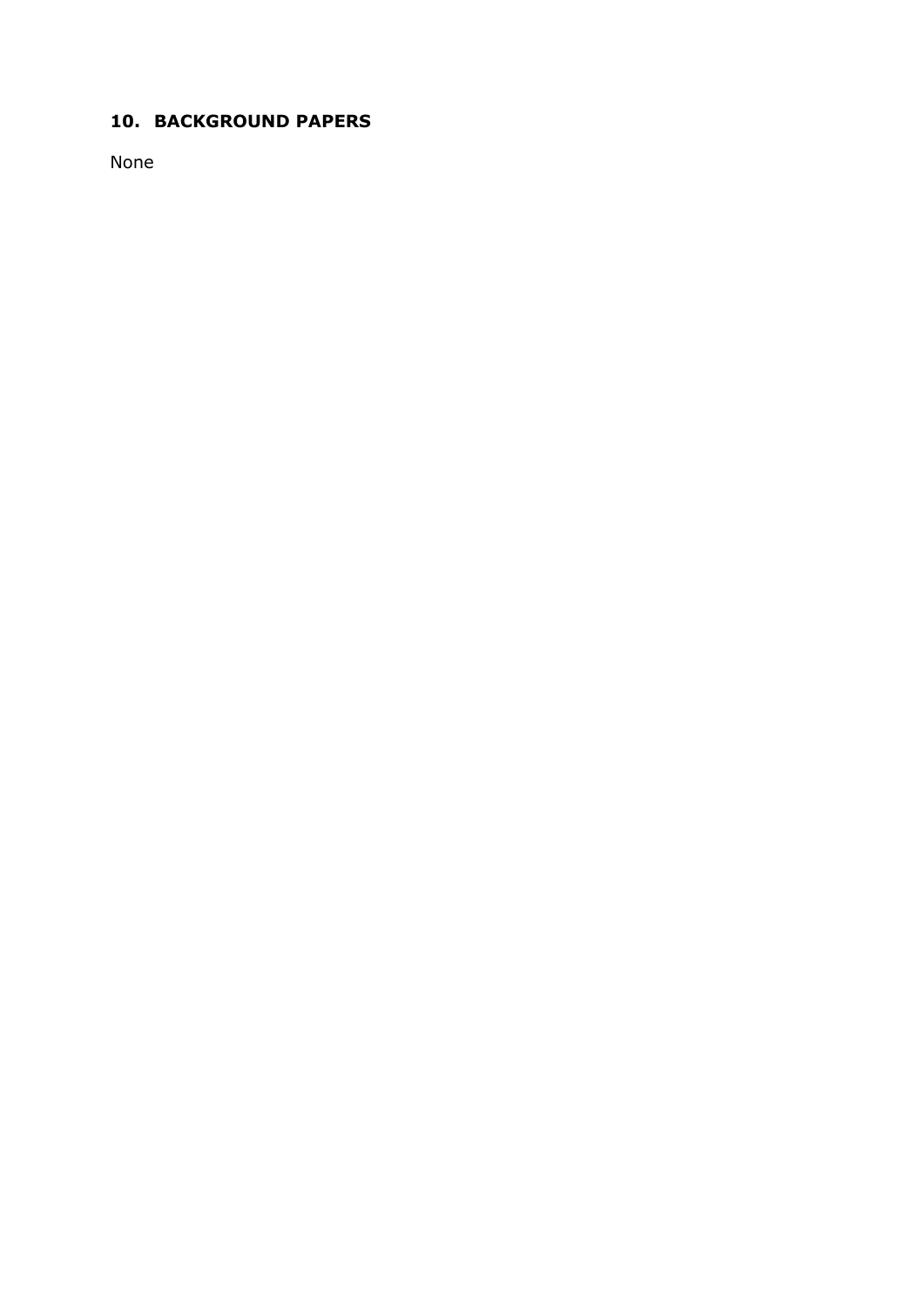## 10. BACKGROUND PAPERS

None